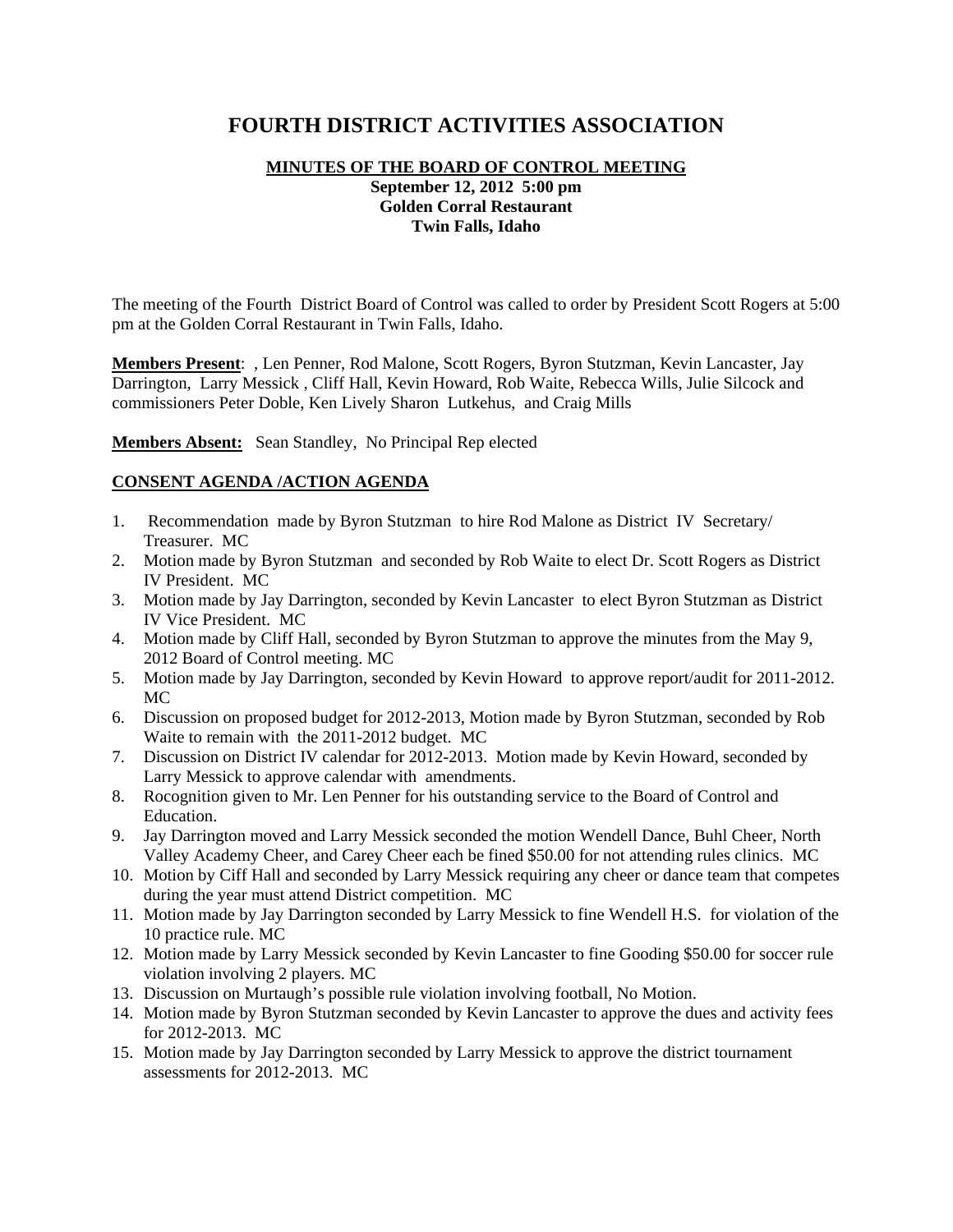# FOURTH DISTRICT ACTIVITIES ASSOCIATION

**MINUTES OF THE BOARD OF CONTROL MEETING**
**September 12, 2012 5:00 pm**
**Golden Corral Restaurant**
**Twin Falls, Idaho**

The meeting of the Fourth District Board of Control was called to order by President Scott Rogers at 5:00 pm at the Golden Corral Restaurant in Twin Falls, Idaho.

**Members Present**: , Len Penner, Rod Malone, Scott Rogers, Byron Stutzman, Kevin Lancaster, Jay Darrington, Larry Messick , Cliff Hall, Kevin Howard, Rob Waite, Rebecca Wills, Julie Silcock and commissioners Peter Doble, Ken Lively Sharon Lutkehus, and Craig Mills

**Members Absent:** Sean Standley, No Principal Rep elected

**CONSENT AGENDA /ACTION AGENDA**

1. Recommendation made by Byron Stutzman to hire Rod Malone as District IV Secretary/ Treasurer. MC
2. Motion made by Byron Stutzman and seconded by Rob Waite to elect Dr. Scott Rogers as District IV President. MC
3. Motion made by Jay Darrington, seconded by Kevin Lancaster to elect Byron Stutzman as District IV Vice President. MC
4. Motion made by Cliff Hall, seconded by Byron Stutzman to approve the minutes from the May 9, 2012 Board of Control meeting. MC
5. Motion made by Jay Darrington, seconded by Kevin Howard to approve report/audit for 2011-2012. MC
6. Discussion on proposed budget for 2012-2013, Motion made by Byron Stutzman, seconded by Rob Waite to remain with the 2011-2012 budget. MC
7. Discussion on District IV calendar for 2012-2013. Motion made by Kevin Howard, seconded by Larry Messick to approve calendar with amendments.
8. Rocognition given to Mr. Len Penner for his outstanding service to the Board of Control and Education.
9. Jay Darrington moved and Larry Messick seconded the motion Wendell Dance, Buhl Cheer, North Valley Academy Cheer, and Carey Cheer each be fined $50.00 for not attending rules clinics. MC
10. Motion by Ciff Hall and seconded by Larry Messick requiring any cheer or dance team that competes during the year must attend District competition. MC
11. Motion made by Jay Darrington seconded by Larry Messick to fine Wendell H.S. for violation of the 10 practice rule. MC
12. Motion made by Larry Messick seconded by Kevin Lancaster to fine Gooding $50.00 for soccer rule violation involving 2 players. MC
13. Discussion on Murtaugh's possible rule violation involving football, No Motion.
14. Motion made by Byron Stutzman seconded by Kevin Lancaster to approve the dues and activity fees for 2012-2013. MC
15. Motion made by Jay Darrington seconded by Larry Messick to approve the district tournament assessments for 2012-2013. MC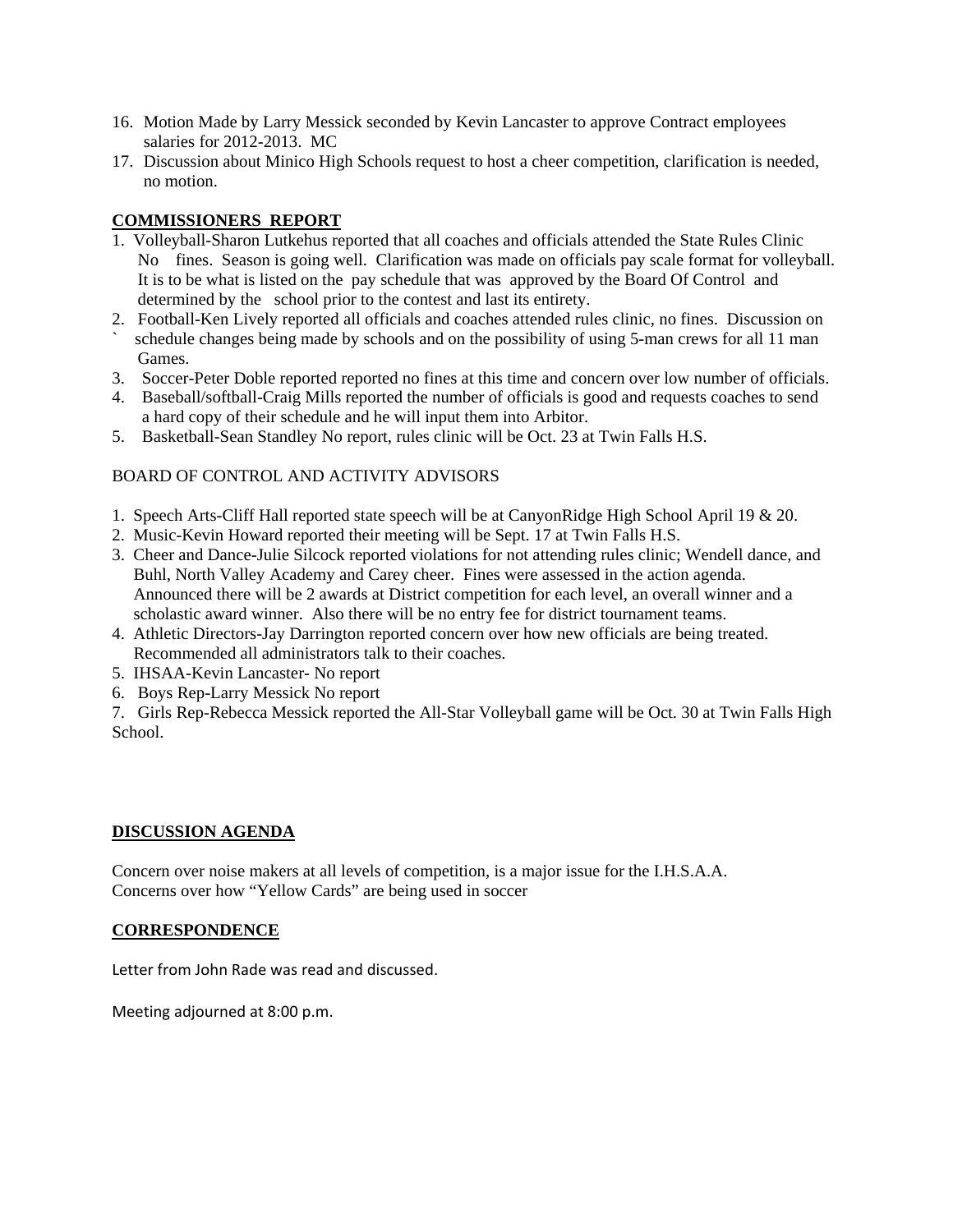16. Motion Made by Larry Messick seconded by Kevin Lancaster to approve Contract employees salaries for 2012-2013. MC
17. Discussion about Minico High Schools request to host a cheer competition, clarification is needed, no motion.

**COMMISSIONERS REPORT**

1. Volleyball-Sharon Lutkehus reported that all coaches and officials attended the State Rules Clinic No fines. Season is going well. Clarification was made on officials pay scale format for volleyball. It is to be what is listed on the pay schedule that was approved by the Board Of Control and determined by the school prior to the contest and last its entirety.
2. Football-Ken Lively reported all officials and coaches attended rules clinic, no fines. Discussion on schedule changes being made by schools and on the possibility of using 5-man crews for all 11 man Games.
3. Soccer-Peter Doble reported reported no fines at this time and concern over low number of officials.
4. Baseball/softball-Craig Mills reported the number of officials is good and requests coaches to send a hard copy of their schedule and he will input them into Arbitor.
5. Basketball-Sean Standley No report, rules clinic will be Oct. 23 at Twin Falls H.S.

BOARD OF CONTROL AND ACTIVITY ADVISORS

1. Speech Arts-Cliff Hall reported state speech will be at CanyonRidge High School April 19 & 20.
2. Music-Kevin Howard reported their meeting will be Sept. 17 at Twin Falls H.S.
3. Cheer and Dance-Julie Silcock reported violations for not attending rules clinic; Wendell dance, and Buhl, North Valley Academy and Carey cheer. Fines were assessed in the action agenda. Announced there will be 2 awards at District competition for each level, an overall winner and a scholastic award winner. Also there will be no entry fee for district tournament teams.
4. Athletic Directors-Jay Darrington reported concern over how new officials are being treated. Recommended all administrators talk to their coaches.
5. IHSAA-Kevin Lancaster- No report
6. Boys Rep-Larry Messick No report
7. Girls Rep-Rebecca Messick reported the All-Star Volleyball game will be Oct. 30 at Twin Falls High School.

**DISCUSSION AGENDA**

Concern over noise makers at all levels of competition, is a major issue for the I.H.S.A.A.
Concerns over how "Yellow Cards" are being used in soccer

**CORRESPONDENCE**

Letter from John Rade was read and discussed.

Meeting adjourned at 8:00 p.m.